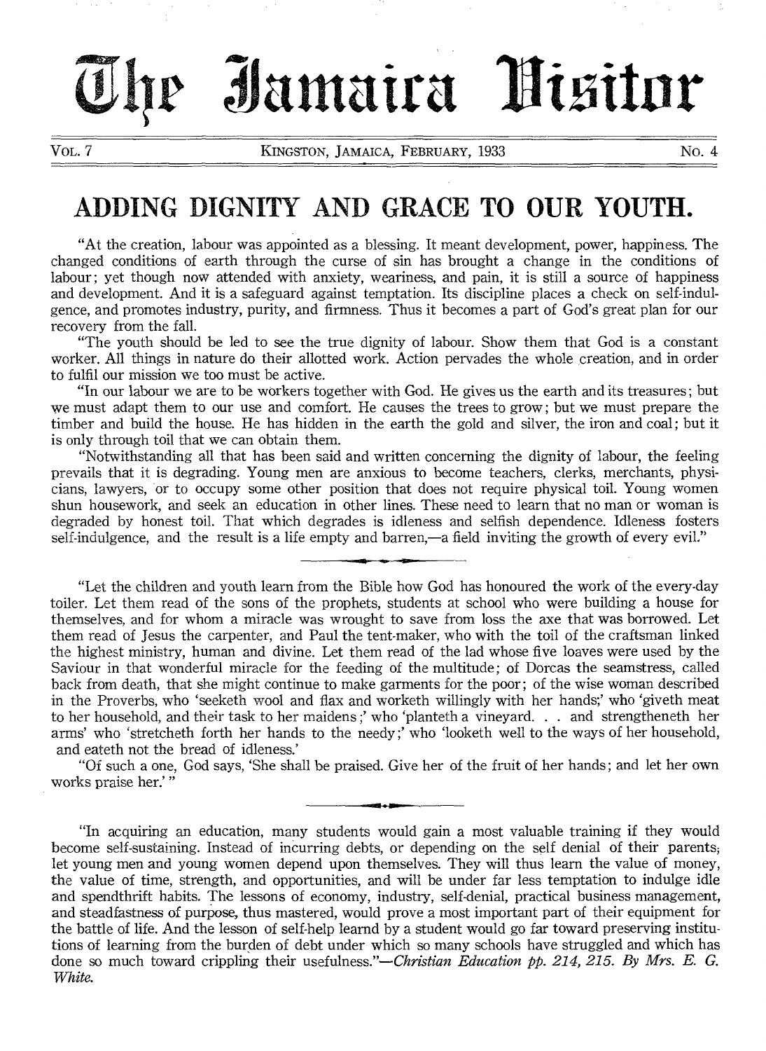# The Jamaica Visitor

VOL. 7 KINGSTON, JAMAICA, FEBRUARY, 1933 NO. 4

## ADDING DIGNITY AND GRACE TO OUR YOUTH.

"At the creation, labour was appointed as a blessing. It meant development, power, happiness. The changed conditions of earth through the curse of sin has brought a change in the conditions of labour; yet though now attended with anxiety, weariness, and pain, it is still a source of happiness and development. And it is a safeguard against temptation. Its discipline places a check on self-indulgence, and promotes industry, purity, and firmness. Thus it becomes a part of God's great plan for our recovery from the fall.

"The youth should be led to see the true dignity of labour. Show them that God is a constant worker. All things in nature do their allotted work. Action pervades the whole creation, and in order to fulfil our mission we too must be active.

"In our labour we are to be workers together with God. He gives us the earth and its treasures; but we must adapt them to our use and comfort. He causes the trees to grow; but we must prepare the timber and build the house. He has hidden in the earth the gold and silver, the iron and coal; but it is only through toil that we can obtain them.

"Notwithstanding all that has been said and written concerning the dignity of labour, the feeling prevails that it is degrading. Young men are anxious to become teachers, clerks, merchants, physicians, lawyers, or to occupy some other position that does not require physical toil. Young women shun housework, and seek an education in other lines. These need to learn that no man or woman is degraded by honest toil. That which degrades is idleness and selfish dependence. Idleness fosters self-indulgence, and the result is a life empty and barren,—a field inviting the growth of every evil."

---

"Let the children and youth learn from the Bible how God has honoured the work of the every-day toiler. Let them read of the sons of the prophets, students at school who were building a house for themselves, and for whom a miracle was wrought to save from loss the axe that was borrowed. Let them read of Jesus the carpenter, and Paul the tent-maker, who with the toil of the craftsman linked the highest ministry, human and divine. Let them read of the lad whose five loaves were used by the Saviour in that wonderful miracle for the feeding of the multitude; of Dorcas the seamstress, called back from death, that she might continue to make garments for the poor; of the wise woman described in the Proverbs, who 'seeketh wool and flax and worketh willingly with her hands;' who 'giveth meat to her household, and their task to her maidens;' who 'planteth a vineyard. . . and strengtheneth her arms' who 'stretcheth forth her hands to the needy;' who 'looketh well to the ways of her household, and eateth not the bread of idleness.'

"Of such a one, God says, 'She shall be praised. Give her of the fruit of her hands; and let her own works praise her.' "

---

"In acquiring an education, many students would gain a most valuable training if they would become self-sustaining. Instead of incurring debts, or depending on the self denial of their parents, let young men and young women depend upon themselves. They will thus learn the value of money, the value of time, strength, and opportunities, and will be under far less temptation to indulge idle and spendthrift habits. The lessons of economy, industry, self-denial, practical business management, and steadfastness of purpose, thus mastered, would prove a most important part of their equipment for the battle of life. And the lesson of self-help learnd by a student would go far toward preserving institutions of learning from the burden of debt under which so many schools have struggled and which has done so much toward crippling their usefulness."—*Christian Education pp. 214, 215. By Mrs. E. G. White.*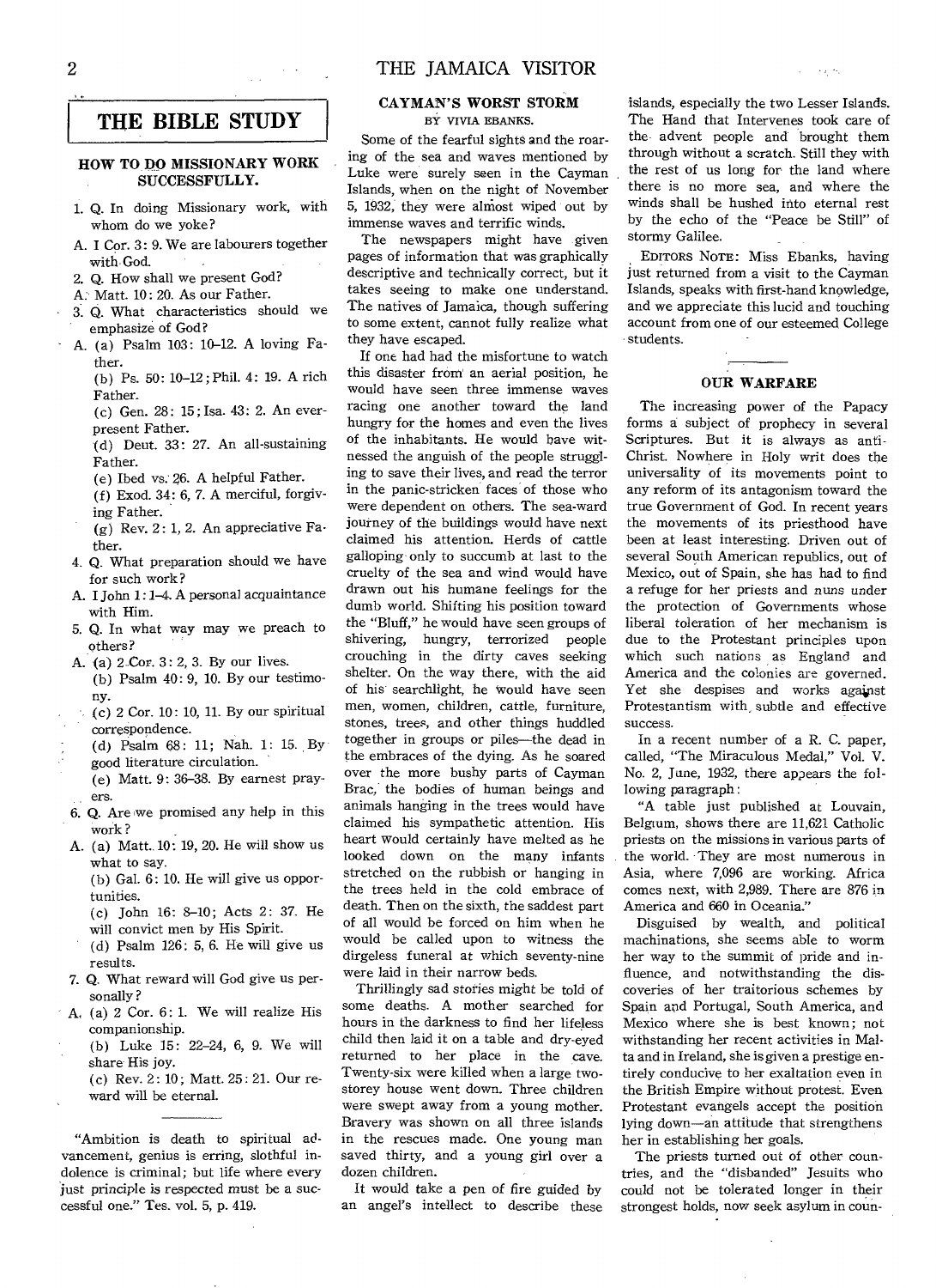# THE BIBLE STUDY

### HOW TO DO MISSIONARY WORK SUCCESSFULLY.

1. Q. In doing Missionary work, with whom do we yoke?

A. I Cor. 3: 9. We are labourers together with God.

2. Q. How shall we present God?

A. Matt. 10: 20. As our Father.

3. Q. What characteristics should we emphasize of God?

A. (a) Psalm 103: 10–12. A loving Father.

(b) Ps. 50: 10–12; Phil. 4: 19. A rich Father.

(c) Gen. 28: 15; Isa. 43: 2. An ever-present Father.

(d) Deut. 33: 27. An all-sustaining Father.

(e) Ibed vs. 26. A helpful Father.

(f) Exod. 34: 6, 7. A merciful, forgiving Father.

(g) Rev. 2: 1, 2. An appreciative Father.

4. Q. What preparation should we have for such work?

A. I John 1: 1–4. A personal acquaintance with Him.

5. Q. In what way may we preach to others?

A. (a) 2 Cor. 3: 2, 3. By our lives.

(b) Psalm 40: 9, 10. By our testimony.

(c) 2 Cor. 10: 10, 11. By our spiritual correspondence.

(d) Psalm 68: 11; Nah. 1: 15. By good literature circulation.

(e) Matt. 9: 36–38. By earnest prayers.

6. Q. Are we promised any help in this work?

A. (a) Matt. 10: 19, 20. He will show us what to say.

(b) Gal. 6: 10. He will give us opportunities.

(c) John 16: 8–10; Acts 2: 37. He will convict men by His Spirit.

(d) Psalm 126: 5, 6. He will give us results.

7. Q. What reward will God give us personally?

A. (a) 2 Cor. 6: 1. We will realize His companionship.

(b) Luke 15: 22–24, 6, 9. We will share His joy.

(c) Rev. 2: 10; Matt. 25: 21. Our reward will be eternal.

---

"Ambition is death to spiritual advancement, genius is erring, slothful indolence is criminal; but life where every just principle is respected must be a successful one." Tes. vol. 5, p. 419.

### CAYMAN'S WORST STORM

BY VIVIA EBANKS.

Some of the fearful sights and the roaring of the sea and waves mentioned by Luke were surely seen in the Cayman Islands, when on the night of November 5, 1932, they were almost wiped out by immense waves and terrific winds.

The newspapers might have given pages of information that was graphically descriptive and technically correct, but it takes seeing to make one understand. The natives of Jamaica, though suffering to some extent, cannot fully realize what they have escaped.

If one had had the misfortune to watch this disaster from an aerial position, he would have seen three immense waves racing one another toward the land hungry for the homes and even the lives of the inhabitants. He would have witnessed the anguish of the people struggling to save their lives, and read the terror in the panic-stricken faces of those who were dependent on others. The sea-ward journey of the buildings would have next claimed his attention. Herds of cattle galloping only to succumb at last to the cruelty of the sea and wind would have drawn out his humane feelings for the dumb world. Shifting his position toward the "Bluff," he would have seen groups of shivering, hungry, terrorized people crouching in the dirty caves seeking shelter. On the way there, with the aid of his searchlight, he would have seen men, women, children, cattle, furniture, stones, trees, and other things huddled together in groups or piles—the dead in the embraces of the dying. As he soared over the more bushy parts of Cayman Brac, the bodies of human beings and animals hanging in the trees would have claimed his sympathetic attention. His heart would certainly have melted as he looked down on the many infants stretched on the rubbish or hanging in the trees held in the cold embrace of death. Then on the sixth, the saddest part of all would be forced on him when he would be called upon to witness the dirgeless funeral at which seventy-nine were laid in their narrow beds.

Thrillingly sad stories might be told of some deaths. A mother searched for hours in the darkness to find her lifeless child then laid it on a table and dry-eyed returned to her place in the cave. Twenty-six were killed when a large two-storey house went down. Three children were swept away from a young mother. Bravery was shown on all three islands in the rescues made. One young man saved thirty, and a young girl over a dozen children.

It would take a pen of fire guided by an angel's intellect to describe these islands, especially the two Lesser Islands. The Hand that Intervenes took care of the advent people and brought them through without a scratch. Still they with the rest of us long for the land where there is no more sea, and where the winds shall be hushed into eternal rest by the echo of the "Peace be Still" of stormy Galilee.

EDITORS NOTE: Miss Ebanks, having just returned from a visit to the Cayman Islands, speaks with first-hand knowledge, and we appreciate this lucid and touching account from one of our esteemed College students.

### OUR WARFARE

The increasing power of the Papacy forms a subject of prophecy in several Scriptures. But it is always as anti-Christ. Nowhere in Holy writ does the universality of its movements point to any reform of its antagonism toward the true Government of God. In recent years the movements of its priesthood have been at least interesting. Driven out of several South American republics, out of Mexico, out of Spain, she has had to find a refuge for her priests and nuns under the protection of Governments whose liberal toleration of her mechanism is due to the Protestant principles upon which such nations as England and America and the colonies are governed. Yet she despises and works against Protestantism with subtle and effective success.

In a recent number of a R. C. paper, called, "The Miraculous Medal," Vol. V. No. 2, June, 1932, there appears the following paragraph:

"A table just published at Louvain, Belgium, shows there are 11,621 Catholic priests on the missions in various parts of the world. They are most numerous in Asia, where 7,096 are working. Africa comes next, with 2,989. There are 876 in America and 660 in Oceania."

Disguised by wealth, and political machinations, she seems able to worm her way to the summit of pride and influence, and notwithstanding the discoveries of her traitorious schemes by Spain and Portugal, South America, and Mexico where she is best known; notwithstanding her recent activities in Malta and in Ireland, she is given a prestige entirely conducive to her exaltation even in the British Empire without protest. Even Protestant evangels accept the position lying down—an attitude that strengthens her in establishing her goals.

The priests turned out of other countries, and the "disbanded" Jesuits who could not be tolerated longer in their strongest holds, now seek asylum in coun-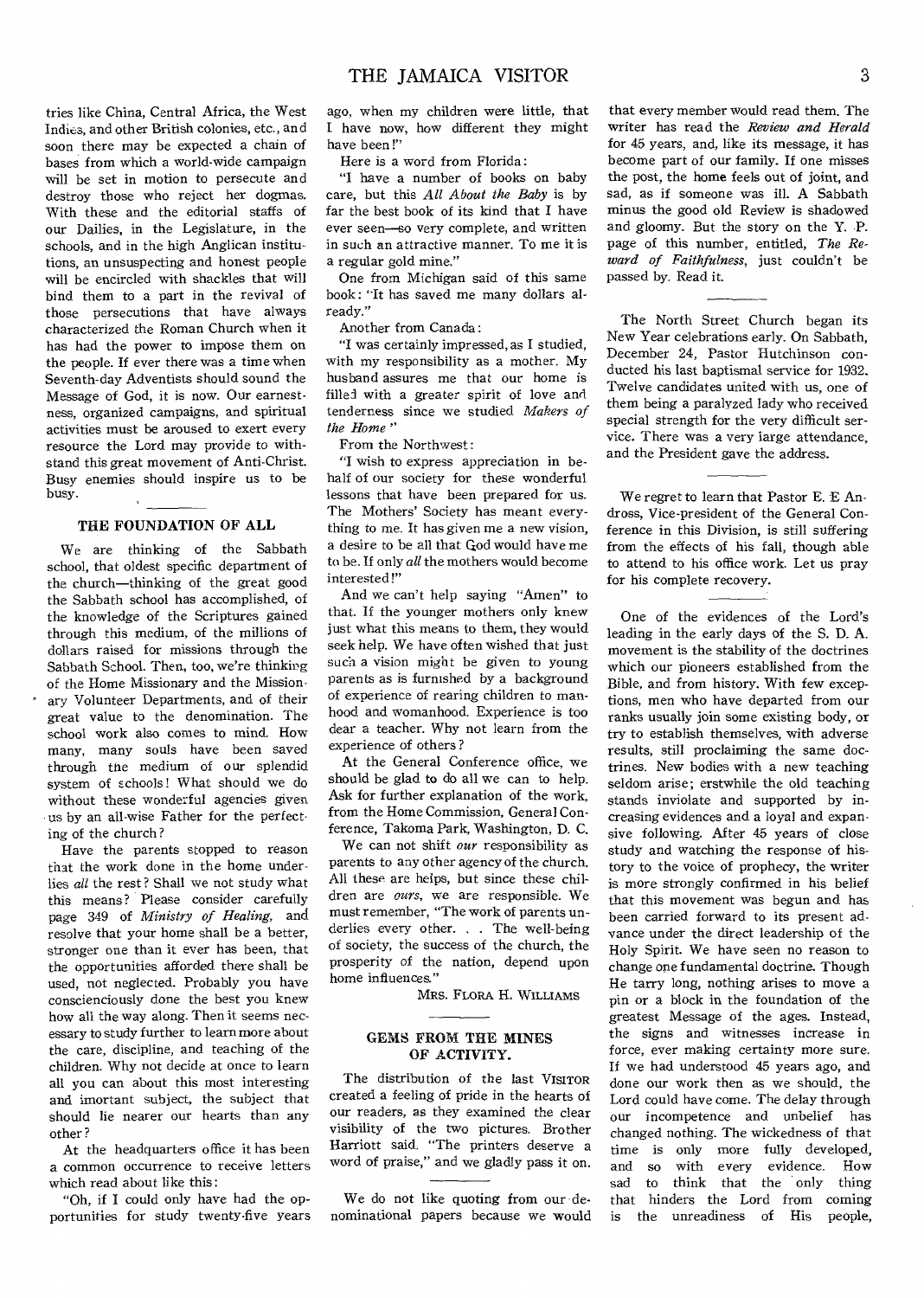tries like China, Central Africa, the West Indies, and other British colonies, etc., and soon there may be expected a chain of bases from which a world-wide campaign will be set in motion to persecute and destroy those who reject her dogmas. With these and the editorial staffs of our Dailies, in the Legislature, in the schools, and in the high Anglican institutions, an unsuspecting and honest people will be encircled with shackles that will bind them to a part in the revival of those persecutions that have always characterized the Roman Church when it has had the power to impose them on the people. If ever there was a time when Seventh-day Adventists should sound the Message of God, it is now. Our earnestness, organized campaigns, and spiritual activities must be aroused to exert every resource the Lord may provide to withstand this great movement of Anti-Christ. Busy enemies should inspire us to be busy.

### THE FOUNDATION OF ALL

We are thinking of the Sabbath school, that oldest specific department of the church—thinking of the great good the Sabbath school has accomplished, of the knowledge of the Scriptures gained through this medium, of the millions of dollars raised for missions through the Sabbath School. Then, too, we're thinking of the Home Missionary and the Missionary Volunteer Departments, and of their great value to the denomination. The school work also comes to mind. How many, many souls have been saved through the medium of our splendid system of schools! What should we do without these wonderful agencies given us by an all-wise Father for the perfecting of the church?

Have the parents stopped to reason that the work done in the home underlies *all* the rest? Shall we not study what this means? Please consider carefully page 349 of *Ministry of Healing*, and resolve that your home shall be a better, stronger one than it ever has been, that the opportunities afforded there shall be used, not neglected. Probably you have consciencioualy done the best you knew how all the way along. Then it seems necessary to study further to learn more about the care, discipline, and teaching of the children. Why not decide at once to learn all you can about this most interesting and imortant subject, the subject that should lie nearer our hearts than any other?

At the headquarters office it has been a common occurrence to receive letters which read about like this:

"Oh, if I could only have had the opportunities for study twenty-five years ago, when my children were little, that I have now, how different they might have been!"

Here is a word from Florida:

"I have a number of books on baby care, but this *All About the Baby* is by far the best book of its kind that I have ever seen—so very complete, and written in such an attractive manner. To me it is a regular gold mine."

One from Michigan said of this same book: "It has saved me many dollars already."

Another from Canada:

"I was certainly impressed, as I studied, with my responsibility as a mother. My husband assures me that our home is filled with a greater spirit of love and tenderness since we studied *Makers of the Home*"

From the Northwest:

"I wish to express appreciation in behalf of our society for these wonderful lessons that have been prepared for us. The Mothers' Society has meant everything to me. It has given me a new vision, a desire to be all that God would have me to be. If only *all* the mothers would become interested!"

And we can't help saying "Amen" to that. If the younger mothers only knew just what this means to them, they would seek help. We have often wished that just such a vision might be given to young parents as is furnished by a background of experience of rearing children to manhood and womanhood. Experience is too dear a teacher. Why not learn from the experience of others?

At the General Conference office, we should be glad to do all we can to help. Ask for further explanation of the work, from the Home Commission, General Conference, Takoma Park, Washington, D. C.

We can not shift *our* responsibility as parents to any other agency of the church. All these are helps, but since these children are *ours*, we are responsible. We must remember, "The work of parents underlies every other. . . The well-being of society, the success of the church, the prosperity of the nation, depend upon home influences."

MRS. FLORA H. WILLIAMS

### GEMS FROM THE MINES OF ACTIVITY.

The distribution of the last VISITOR created a feeling of pride in the hearts of our readers, as they examined the clear visibility of the two pictures. Brother Harriott said. "The printers deserve a word of praise," and we gladly pass it on.

We do not like quoting from our denominational papers because we would that every member would read them. The writer has read the *Review and Herald* for 45 years, and, like its message, it has become part of our family. If one misses the post, the home feels out of joint, and sad, as if someone was ill. A Sabbath minus the good old Review is shadowed and gloomy. But the story on the Y. P. page of this number, entitled, *The Reward of Faithfulness*, just couldn't be passed by. Read it.

The North Street Church began its New Year celebrations early. On Sabbath, December 24, Pastor Hutchinson conducted his last baptismal service for 1932. Twelve candidates united with us, one of them being a paralyzed lady who received special strength for the very difficult service. There was a very large attendance, and the President gave the address.

We regret to learn that Pastor E. E Andross, Vice-president of the General Conference in this Division, is still suffering from the effects of his fall, though able to attend to his office work. Let us pray for his complete recovery.

One of the evidences of the Lord's leading in the early days of the S. D. A. movement is the stability of the doctrines which our pioneers established from the Bible, and from history. With few exceptions, men who have departed from our ranks usually join some existing body, or try to establish themselves, with adverse results, still proclaiming the same doctrines. New bodies with a new teaching seldom arise; erstwhile the old teaching stands inviolate and supported by increasing evidences and a loyal and expansive following. After 45 years of close study and watching the response of history to the voice of prophecy, the writer is more strongly confirmed in his belief that this movement was begun and has been carried forward to its present advance under the direct leadership of the Holy Spirit. We have seen no reason to change one fundamental doctrine. Though He tarry long, nothing arises to move a pin or a block in the foundation of the greatest Message of the ages. Instead, the signs and witnesses increase in force, ever making certainty more sure. If we had understood 45 years ago, and done our work then as we should, the Lord could have come. The delay through our incompetence and unbelief has changed nothing. The wickedness of that time is only more fully developed, and so with every evidence. How sad to think that the only thing that hinders the Lord from coming is the unreadiness of His people,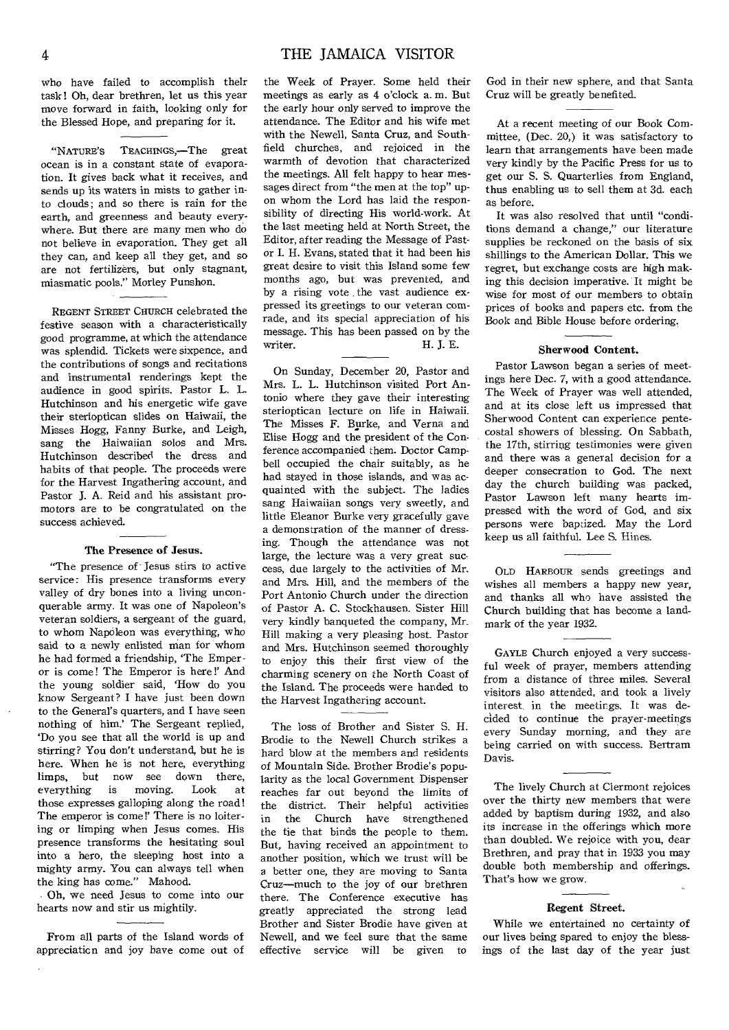who have failed to accomplish their task! Oh, dear brethren, let us this year move forward in faith, looking only for the Blessed Hope, and preparing for it.

"NATURE'S TEACHINGS,—The great ocean is in a constant state of evaporation. It gives back what it receives, and sends up its waters in mists to gather into clouds; and so there is rain for the earth, and greenness and beauty everywhere. But there are many men who do not believe in evaporation. They get all they can, and keep all they get, and so are not fertilizers, but only stagnant, miasmatic pools." Morley Punshon.

REGENT STREET CHURCH celebrated the festive season with a characteristically good programme, at which the attendance was splendid. Tickets were sixpence, and the contributions of songs and recitations and instrumental renderings kept the audience in good spirits. Pastor L. L. Hutchinson and his energetic wife gave their sterioptican slides on Haiwaii, the Misses Hogg, Fanny Burke, and Leigh, sang the Haiwaiian solos and Mrs. Hutchinson described the dress and habits of that people. The proceeds were for the Harvest Ingathering account, and Pastor J. A. Reid and his assistant promotors are to be congratulated on the success achieved.

### The Presence of Jesus.

"The presence of Jesus stirs to active service: His presence transforms every valley of dry bones into a living unconquerable army. It was one of Napoleon's veteran soldiers, a sergeant of the guard, to whom Napoleon was everything, who said to a newly enlisted man for whom he had formed a friendship, 'The Emperor is come! The Emperor is here!' And the young soldier said, 'How do you know Sergeant? I have just been down to the General's quarters, and I have seen nothing of him.' The Sergeant replied, 'Do you see that all the world is up and stirring? You don't understand, but he is here. When he is not here, everything limps, but now see down there, everything is moving. Look at those expresses galloping along the road! The emperor is come!' There is no loitering or limping when Jesus comes. His presence transforms the hesitating soul into a hero, the sleeping host into a mighty army. You can always tell when the king has come." Mahood.

Oh, we need Jesus to come into our hearts now and stir us mightily.

From all parts of the Island words of appreciation and joy have come out of the Week of Prayer. Some held their meetings as early as 4 o'clock a. m. But the early hour only served to improve the attendance. The Editor and his wife met with the Newell, Santa Cruz, and Southfield churches, and rejoiced in the warmth of devotion that characterized the meetings. All felt happy to hear messages direct from "the men at the top" upon whom the Lord has laid the responsibility of directing His world-work. At the last meeting held at North Street, the Editor, after reading the Message of Pastor I. H. Evans, stated that it had been his great desire to visit this Island some few months ago, but was prevented, and by a rising vote the vast audience expressed its greetings to our veteran comrade, and its special appreciation of his message. This has been passed on by the writer. H. J. E.

On Sunday, December 20, Pastor and Mrs. L. L. Hutchinson visited Port Antonio where they gave their interesting sterioptican lecture on life in Haiwaii. The Misses F. Burke, and Verna and Elise Hogg and the president of the Conference accompanied them. Doctor Campbell occupied the chair suitably, as he had stayed in those islands, and was acquainted with the subject. The ladies sang Haiwaiian songs very sweetly, and little Eleanor Burke very gracefully gave a demonstration of the manner of dressing. Though the attendance was not large, the lecture was a very great success, due largely to the activities of Mr. and Mrs. Hill, and the members of the Port Antonio Church under the direction of Pastor A. C. Stockhausen. Sister Hill very kindly banqueted the company, Mr. Hill making a very pleasing host. Pastor and Mrs. Hutchinson seemed thoroughly to enjoy this their first view of the charming scenery on the North Coast of the Island. The proceeds were handed to the Harvest Ingathering account.

The loss of Brother and Sister S. H. Brodie to the Newell Church strikes a hard blow at the members and residents of Mountain Side. Brother Brodie's popularity as the local Government Dispenser reaches far out beyond the limits of the district. Their helpful activities in the Church have strengthened the tie that binds the people to them. But, having received an appointment to another position, which we trust will be a better one, they are moving to Santa Cruz—much to the joy of our brethren there. The Conference executive has greatly appreciated the strong lead Brother and Sister Brodie have given at Newell, and we feel sure that the same effective service will be given to God in their new sphere, and that Santa Cruz will be greatly benefited.

At a recent meeting of our Book Committee, (Dec. 20,) it was satisfactory to learn that arrangements have been made very kindly by the Pacific Press for us to get our S. S. Quarterlies from England, thus enabling us to sell them at 3d. each as before.

It was also resolved that until "conditions demand a change," our literature supplies be reckoned on the basis of six shillings to the American Dollar. This we regret, but exchange costs are high making this decision imperative. It might be wise for most of our members to obtain prices of books and papers etc. from the Book and Bible House before ordering.

### Sherwood Content.

Pastor Lawson began a series of meetings here Dec. 7, with a good attendance. The Week of Prayer was well attended, and at its close left us impressed that Sherwood Content can experience pentecostal showers of blessing. On Sabbath, the 17th, stirring testimonies were given and there was a general decision for a deeper consecration to God. The next day the church building was packed, Pastor Lawson left many hearts impressed with the word of God, and six persons were baptized. May the Lord keep us all faithful. Lee S. Hines.

OLD HARBOUR sends greetings and wishes all members a happy new year, and thanks all who have assisted the Church building that has become a landmark of the year 1932.

GAYLE Church enjoyed a very successful week of prayer, members attending from a distance of three miles. Several visitors also attended, and took a lively interest in the meetings. It was decided to continue the prayer-meetings every Sunday morning, and they are being carried on with success. Bertram Davis.

The lively Church at Clermont rejoices over the thirty new members that were added by baptism during 1932, and also its increase in the offerings which more than doubled. We rejoice with you, dear Brethren, and pray that in 1933 you may double both membership and offerings. That's how we grow.

### Regent Street.

While we entertained no certainty of our lives being spared to enjoy the blessings of the last day of the year just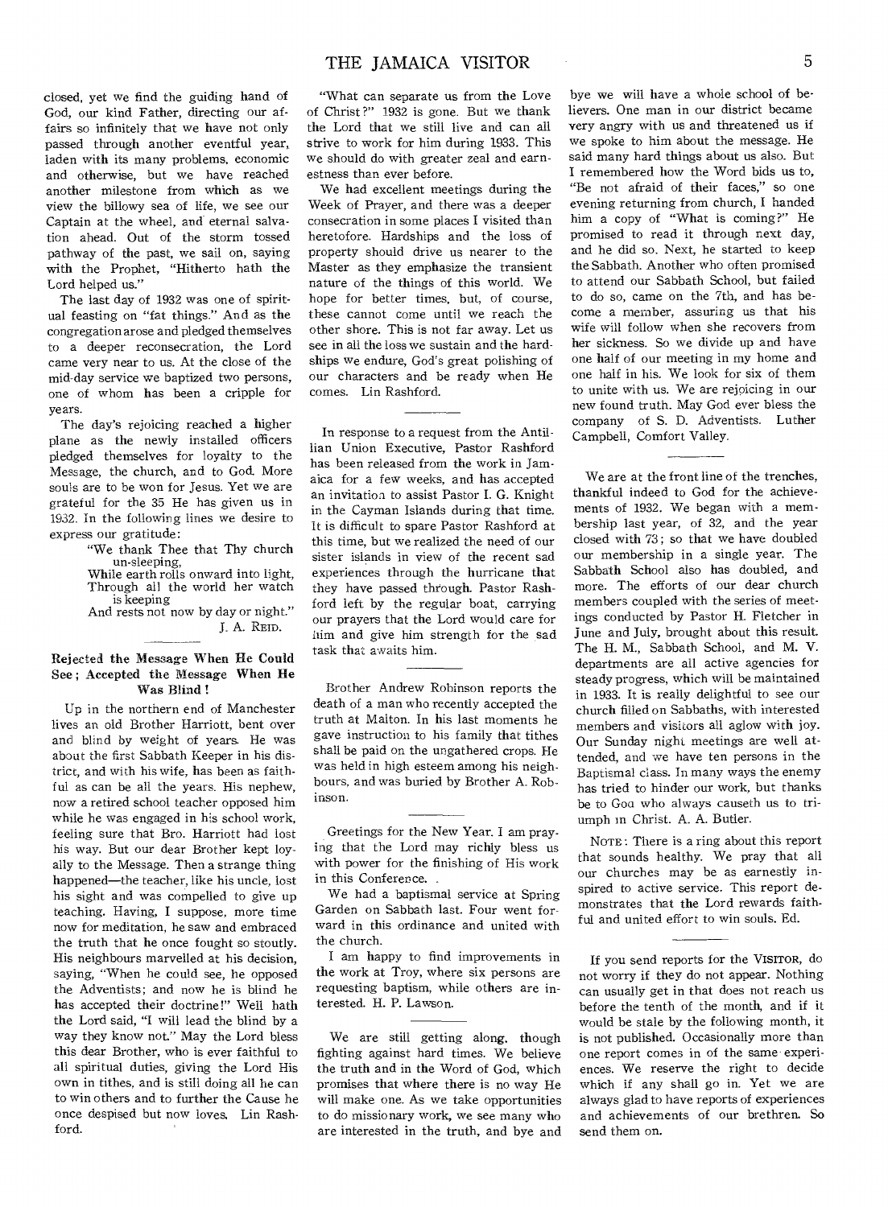closed, yet we find the guiding hand of God, our kind Father, directing our affairs so infinitely that we have not only passed through another eventful year, laden with its many problems, economic and otherwise, but we have reached another milestone from which as we view the billowy sea of life, we see our Captain at the wheel, and eternal salvation ahead. Out of the storm tossed pathway of the past, we sail on, saying with the Prophet, "Hitherto hath the Lord helped us."

The last day of 1932 was one of spiritual feasting on "fat things." And as the congregation arose and pledged themselves to a deeper reconsecration, the Lord came very near to us. At the close of the mid-day service we baptized two persons, one of whom has been a cripple for years.

The day's rejoicing reached a higher plane as the newly installed officers pledged themselves for loyalty to the Message, the church, and to God. More souls are to be won for Jesus. Yet we are grateful for the 35 He has given us in 1932. In the following lines we desire to express our gratitude:

> "We thank Thee that Thy church un-sleeping,
> While earth rolls onward into light,
> Through all the world her watch is keeping
> And rests not now by day or night."

J. A. REID.

### Rejected the Message When He Could See; Accepted the Message When He Was Blind!

Up in the northern end of Manchester lives an old Brother Harriott, bent over and blind by weight of years. He was about the first Sabbath Keeper in his district, and with his wife, has been as faithful as can be all the years. His nephew, now a retired school teacher opposed him while he was engaged in his school work, feeling sure that Bro. Harriott had lost his way. But our dear Brother kept loyally to the Message. Then a strange thing happened—the teacher, like his uncle, lost his sight and was compelled to give up teaching. Having, I suppose, more time now for meditation, he saw and embraced the truth that he once fought so stoutly. His neighbours marvelled at his decision, saying, "When he could see, he opposed the Adventists; and now he is blind he has accepted their doctrine!" Well hath the Lord said, "I will lead the blind by a way they know not." May the Lord bless this dear Brother, who is ever faithful to all spiritual duties, giving the Lord His own in tithes, and is still doing all he can to win others and to further the Cause he once despised but now loves. Lin Rashford.

"What can separate us from the Love of Christ?" 1932 is gone. But we thank the Lord that we still live and can all strive to work for him during 1933. This we should do with greater zeal and earnestness than ever before.

We had excellent meetings during the Week of Prayer, and there was a deeper consecration in some places I visited than heretofore. Hardships and the loss of property should drive us nearer to the Master as they emphasize the transient nature of the things of this world. We hope for better times, but, of course, these cannot come until we reach the other shore. This is not far away. Let us see in all the loss we sustain and the hardships we endure, God's great polishing of our characters and be ready when He comes. Lin Rashford.

In response to a request from the Antillian Union Executive, Pastor Rashford has been released from the work in Jamaica for a few weeks, and has accepted an invitation to assist Pastor I. G. Knight in the Cayman Islands during that time. It is difficult to spare Pastor Rashford at this time, but we realized the need of our sister islands in view of the recent sad experiences through the hurricane that they have passed through. Pastor Rashford left by the regular boat, carrying our prayers that the Lord would care for him and give him strength for the sad task that awaits him.

Brother Andrew Robinson reports the death of a man who recently accepted the truth at Malton. In his last moments he gave instruction to his family that tithes shall be paid on the ungathered crops. He was held in high esteem among his neighbours, and was buried by Brother A. Robinson.

Greetings for the New Year. I am praying that the Lord may richly bless us with power for the finishing of His work in this Conference.

We had a baptismal service at Spring Garden on Sabbath last. Four went forward in this ordinance and united with the church.

I am happy to find improvements in the work at Troy, where six persons are requesting baptism, while others are interested. H. P. Lawson.

We are still getting along, though fighting against hard times. We believe the truth and in the Word of God, which promises that where there is no way He will make one. As we take opportunities to do missionary work, we see many who are interested in the truth, and bye and bye we will have a whole school of believers. One man in our district became very angry with us and threatened us if we spoke to him about the message. He said many hard things about us also. But I remembered how the Word bids us to, "Be not afraid of their faces," so one evening returning from church, I handed him a copy of "What is coming?" He promised to read it through next day, and he did so. Next, he started to keep the Sabbath. Another who often promised to attend our Sabbath School, but failed to do so, came on the 7th, and has become a member, assuring us that his wife will follow when she recovers from her sickness. So we divide up and have one half of our meeting in my home and one half in his. We look for six of them to unite with us. We are rejoicing in our new found truth. May God ever bless the company of S. D. Adventists. Luther Campbell, Comfort Valley.

We are at the front line of the trenches, thankful indeed to God for the achievements of 1932. We began with a membership last year, of 32, and the year closed with 73; so that we have doubled our membership in a single year. The Sabbath School also has doubled, and more. The efforts of our dear church members coupled with the series of meetings conducted by Pastor H. Fletcher in June and July, brought about this result. The H. M., Sabbath School, and M. V. departments are all active agencies for steady progress, which will be maintained in 1933. It is really delightful to see our church filled on Sabbaths, with interested members and visitors all aglow with joy. Our Sunday night meetings are well attended, and we have ten persons in the Baptismal class. In many ways the enemy has tried to hinder our work, but thanks be to God who always causeth us to triumph in Christ. A. A. Butler.

NOTE: There is a ring about this report that sounds healthy. We pray that all our churches may be as earnestly inspired to active service. This report demonstrates that the Lord rewards faithful and united effort to win souls. Ed.

If you send reports for the VISITOR, do not worry if they do not appear. Nothing can usually get in that does not reach us before the tenth of the month, and if it would be stale by the following month, it is not published. Occasionally more than one report comes in of the same experiences. We reserve the right to decide which if any shall go in. Yet we are always glad to have reports of experiences and achievements of our brethren. So send them on.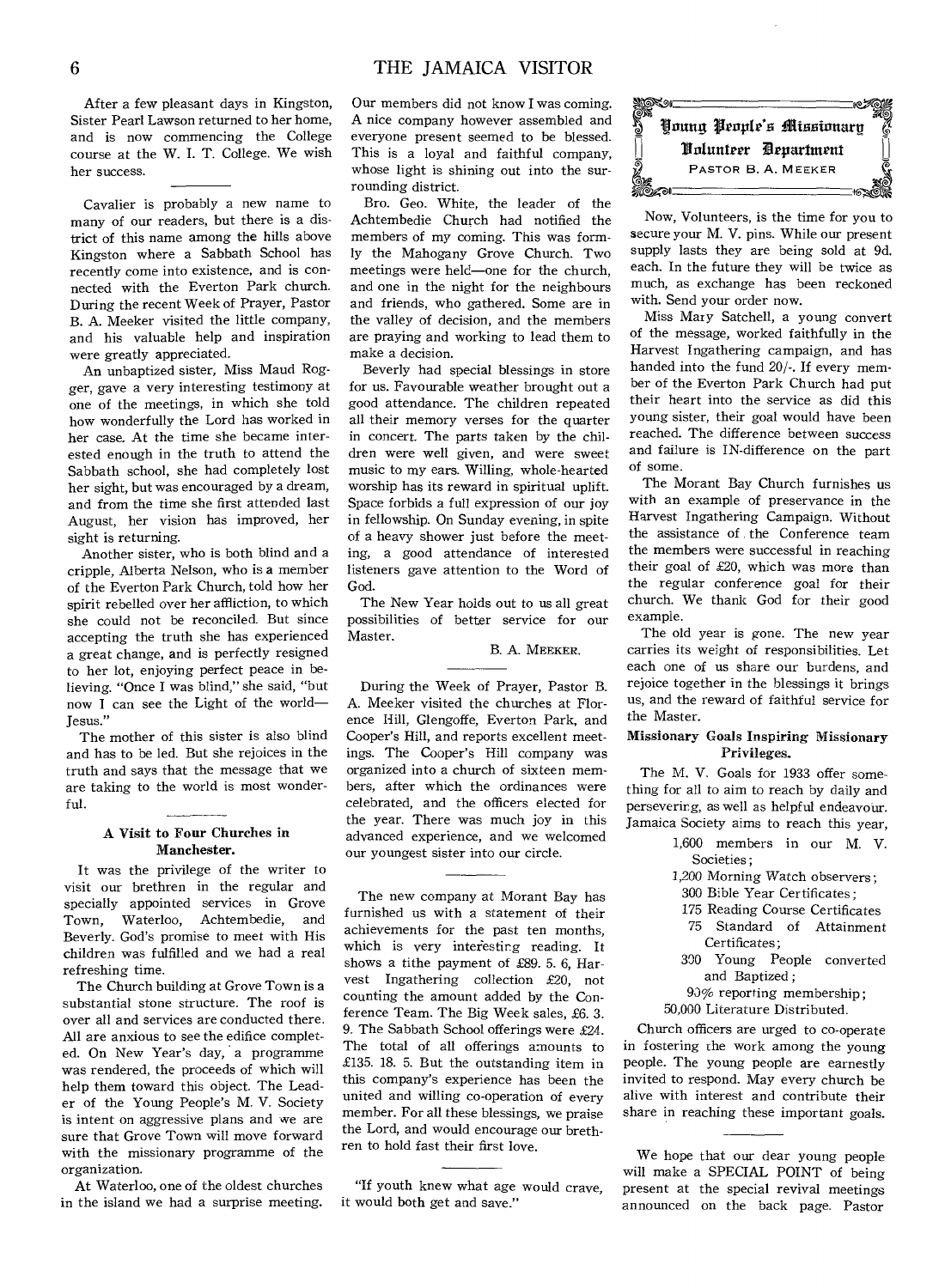After a few pleasant days in Kingston, Sister Pearl Lawson returned to her home, and is now commencing the College course at the W. I. T. College. We wish her success.

---

Cavalier is probably a new name to many of our readers, but there is a district of this name among the hills above Kingston where a Sabbath School has recently come into existence, and is connected with the Everton Park church. During the recent Week of Prayer, Pastor B. A. Meeker visited the little company, and his valuable help and inspiration were greatly appreciated.

An unbaptized sister, Miss Maud Rogger, gave a very interesting testimony at one of the meetings, in which she told how wonderfully the Lord has worked in her case. At the time she became interested enough in the truth to attend the Sabbath school, she had completely lost her sight, but was encouraged by a dream, and from the time she first attended last August, her vision has improved, her sight is returning.

Another sister, who is both blind and a cripple, Alberta Nelson, who is a member of the Everton Park Church, told how her spirit rebelled over her affliction, to which she could not be reconciled. But since accepting the truth she has experienced a great change, and is perfectly resigned to her lot, enjoying perfect peace in believing. "Once I was blind," she said, "but now I can see the Light of the world—Jesus."

The mother of this sister is also blind and has to be led. But she rejoices in the truth and says that the message that we are taking to the world is most wonderful.

### A Visit to Four Churches in Manchester.

It was the privilege of the writer to visit our brethren in the regular and specially appointed services in Grove Town, Waterloo, Achtembedie, and Beverly. God's promise to meet with His children was fulfilled and we had a real refreshing time.

The Church building at Grove Town is a substantial stone structure. The roof is over all and services are conducted there. All are anxious to see the edifice completed. On New Year's day, a programme was rendered, the proceeds of which will help them toward this object. The Leader of the Young People's M. V. Society is intent on aggressive plans and we are sure that Grove Town will move forward with the missionary programme of the organization.

At Waterloo, one of the oldest churches in the island we had a surprise meeting. Our members did not know I was coming. A nice company however assembled and everyone present seemed to be blessed. This is a loyal and faithful company, whose light is shining out into the surrounding district.

Bro. Geo. White, the leader of the Achtembedie Church had notified the members of my coming. This was formly the Mahogany Grove Church. Two meetings were held—one for the church, and one in the night for the neighbours and friends, who gathered. Some are in the valley of decision, and the members are praying and working to lead them to make a decision.

Beverly had special blessings in store for us. Favourable weather brought out a good attendance. The children repeated all their memory verses for the quarter in concert. The parts taken by the children were well given, and were sweet music to my ears. Willing, whole-hearted worship has its reward in spiritual uplift. Space forbids a full expression of our joy in fellowship. On Sunday evening, in spite of a heavy shower just before the meeting, a good attendance of interested listeners gave attention to the Word of God.

The New Year holds out to us all great possibilities of better service for our Master.

B. A. MEEKER.

---

During the Week of Prayer, Pastor B. A. Meeker visited the churches at Florence Hill, Glengoffe, Everton Park, and Cooper's Hill, and reports excellent meetings. The Cooper's Hill company was organized into a church of sixteen members, after which the ordinances were celebrated, and the officers elected for the year. There was much joy in this advanced experience, and we welcomed our youngest sister into our circle.

---

The new company at Morant Bay has furnished us with a statement of their achievements for the past ten months, which is very interesting reading. It shows a tithe payment of £89. 5. 6, Harvest Ingathering collection £20, not counting the amount added by the Conference Team. The Big Week sales, £6. 3. 9. The Sabbath School offerings were £24. The total of all offerings amounts to £135. 18. 5. But the outstanding item in this company's experience has been the united and willing co-operation of every member. For all these blessings, we praise the Lord, and would encourage our brethren to hold fast their first love.

---

"If youth knew what age would crave, it would both get and save."

## Young People's Missionary Volunteer Department

PASTOR B. A. MEEKER

Now, Volunteers, is the time for you to secure your M. V. pins. While our present supply lasts they are being sold at 9d. each. In the future they will be twice as much, as exchange has been reckoned with. Send your order now.

Miss Mary Satchell, a young convert of the message, worked faithfully in the Harvest Ingathering campaign, and has handed into the fund 20/-. If every member of the Everton Park Church had put their heart into the service as did this young sister, their goal would have been reached. The difference between success and failure is IN-difference on the part of some.

The Morant Bay Church furnishes us with an example of preservance in the Harvest Ingathering Campaign. Without the assistance of the Conference team the members were successful in reaching their goal of £20, which was more than the regular conference goal for their church. We thank God for their good example.

The old year is gone. The new year carries its weight of responsibilities. Let each one of us share our burdens, and rejoice together in the blessings it brings us, and the reward of faithful service for the Master.

### Missionary Goals Inspiring Missionary Privileges.

The M. V. Goals for 1933 offer something for all to aim to reach by daily and persevering, as well as helpful endeavour. Jamaica Society aims to reach this year,

- 1,600 members in our M. V. Societies;
- 1,200 Morning Watch observers;
- 300 Bible Year Certificates;
- 175 Reading Course Certificates
- 75 Standard of Attainment Certificates;
- 300 Young People converted and Baptized;
- 90% reporting membership;
- 50,000 Literature Distributed.

Church officers are urged to co-operate in fostering the work among the young people. The young people are earnestly invited to respond. May every church be alive with interest and contribute their share in reaching these important goals.

---

We hope that our dear young people will make a SPECIAL POINT of being present at the special revival meetings announced on the back page. Pastor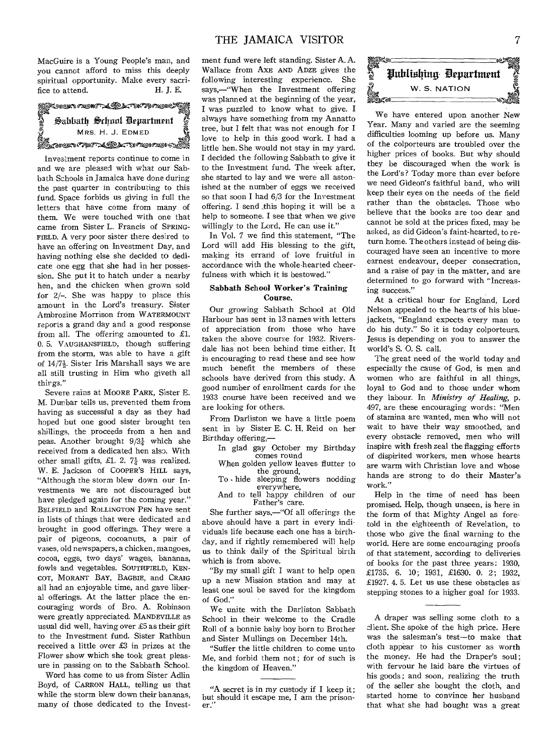MacGuire is a Young People's man, and you cannot afford to miss this deeply spiritual opportunity. Make every sacrifice to attend. H. J. E.

## Sabbath School Department

MRS. H. J. EDMED

Investment reports continue to come in and we are pleased with what our Sabbath Schools in Jamaica have done during the past quarter in contributing to this fund. Space forbids us giving in full the letters that have come from many of them. We were touched with one that came from Sister L. Francis of SPRINGFIELD. A very poor sister there desired to have an offering on Investment Day, and having nothing else she decided to dedicate one egg that she had in her possession. She put it to hatch under a nearby hen, and the chicken when grown sold for 2/-. She was happy to place this amount in the Lord's treasury. Sister Ambrozine Morrison from WATERMOUNT reports a grand day and a good response from all. The offering amounted to £1. 0. 5. VAUGHANSFIELD, though suffering from the storm, was able to have a gift of 14/7½. Sister Iris Marshall says we are all still trusting in Him who giveth all things."

Severe rains at MOORE PARK, Sister E. M. Dunbar tells us, prevented them from having as successful a day as they had hoped but one good sister brought ten shillings, the proceeds from a hen and peas. Another brought 9/3¾ which she received from a dedicated hen also. With other small gifts, £1. 2. 7¼ was realized. W. E. Jackson of COOPER'S HILL says, "Although the storm blew down our Investments we are not discouraged but have pledged again for the coming year." BELFIELD and ROLLINGTON PEN have sent in lists of things that were dedicated and brought in good offerings. They were a pair of pigeons, cocoanuts, a pair of vases, old newspapers, a chicken, mangoes, cocoa, eggs, two days' wages, bananas, fowls and vegetables. SOUTHFIELD, KENCOT, MORANT BAY, BAGBIE, and CRAIG all had an enjoyable time, and gave liberal offerings. At the latter place the encouraging words of Bro. A. Robinson were greatly appreciated. MANDEVILLE as usual did well, having over £5 as their gift to the Investment fund. Sister Rathbun received a little over £3 in prizes at the Flower show which she took great pleasure in passing on to the Sabbath School.

Word has come to us from Sister Adlin Boyd, of CARRON HALL, telling us that while the storm blew down their bananas, many of those dedicated to the Investment fund were left standing. Sister A. A. Wallace from AXE AND ADZE gives the following interesting experience. She says,—"When the Investment offering was planned at the beginning of the year, I was puzzled to know what to give. I always have something from my Annatto tree, but I felt that was not enough for I love to help in this good work. I had a little hen. She would not stay in my yard. I decided the following Sabbath to give it to the Investment fund. The week after, she started to lay and we were all astonished at the number of eggs we received so that soon I had 6/3 for the Investment offering. I send this hoping it will be a help to someone. I see that when we give willingly to the Lord, He can use it."

In Vol. 7 we find this statement, "The Lord will add His blessing to the gift, making its errand of love fruitful in accordance with the whole-hearted cheerfulness with which it is bestowed."

### Sabbath School Worker's Training Course.

Our growing Sabbath School at Old Harbour has sent in 13 names with letters of appreciation from those who have taken the above course for 1932. Riversdale has not been behind time either. It is encouraging to read these and see how much benefit the members of these schools have derived from this study. A good number of enrollment cards for the 1933 course have been received and we are looking for others.

From Darliston we have a little poem sent in by Sister E. C. H. Reid on her Birthday offering,—

In glad gay October my Birthday comes round
When golden yellow leaves flutter to the ground,
To hide sleeping flowers nodding everywhere,
And to tell happy children of our Father's care.

She further says,—"Of all offerings the above should have a part in every individuals life because each one has a birthday, and if rightly remembered will help us to think daily of the Spiritual birth which is from above.

"By my small gift I want to help open up a new Mission station and may at least one soul be saved for the kingdom of God."

We unite with the Darliston Sabbath School in their welcome to the Cradle Roll of a bonnie baby boy born to Brother and Sister Mullings on December 14th.

"Suffer the little children to come unto Me, and forbid them not; for of such is the kingdom of Heaven."

---

"A secret is in my custody if I keep it; but should it escape me, I am the prisoner."

## Publishing Department

W. S. NATION

We have entered upon another New Year. Many and varied are the seeming difficulties looming up before us. Many of the colporteurs are troubled over the higher prices of books. But why should they be discouraged when the work is the Lord's? Today more than ever before we need Gideon's faithful band, who will keep their eyes on the needs of the field rather than the obstacles. Those who believe that the books are too dear and cannot be sold at the prices fixed, may be asked, as did Gideon's faint-hearted, to return home. The others instead of being discouraged have seen an incentive to more earnest endeavour, deeper consecration, and a raise of pay in the matter, and are determined to go forward with "Increasing success."

At a critical hour for England, Lord Nelson appealed to the hearts of his blue-jackets, "England expects every man to do his duty." So it is today colporteurs. Jesus is depending on you to answer the world's S. O. S. call.

The great need of the world today and especially the cause of God, is men and women who are faithful in all things, loyal to God and to those under whom they labour. In *Ministry of Healing*, p. 497, are these encouraging words: "Men of stamina are wanted, men who will not wait to have their way smoothed, and every obstacle removed, men who will inspire with fresh zeal the flagging efforts of dispirited workers, men whose hearts are warm with Christian love and whose hands are strong to do their Master's work."

Help in the time of need has been promised. Help, though unseen, is here in the form of that Mighty Angel as foretold in the eighteenth of Revelation, to those who give the final warning to the world. Here are some encouraging proofs of that statement, according to deliveries of books for the past three years: 1930, £1735. 6. 10; 1931, £1630. 0. 2; 1932, £1927. 4. 5. Let us use these obstacles as stepping stones to a higher goal for 1933.

---

A draper was selling some cloth to a client. She spoke of the high price. Here was the salesman's test—to make that cloth appear to his customer as worth the money. He had the Draper's soul; with fervour he laid bare the virtues of his goods; and soon, realizing the truth of the seller she bought the cloth, and started home to convince her husband that what she had bought was a great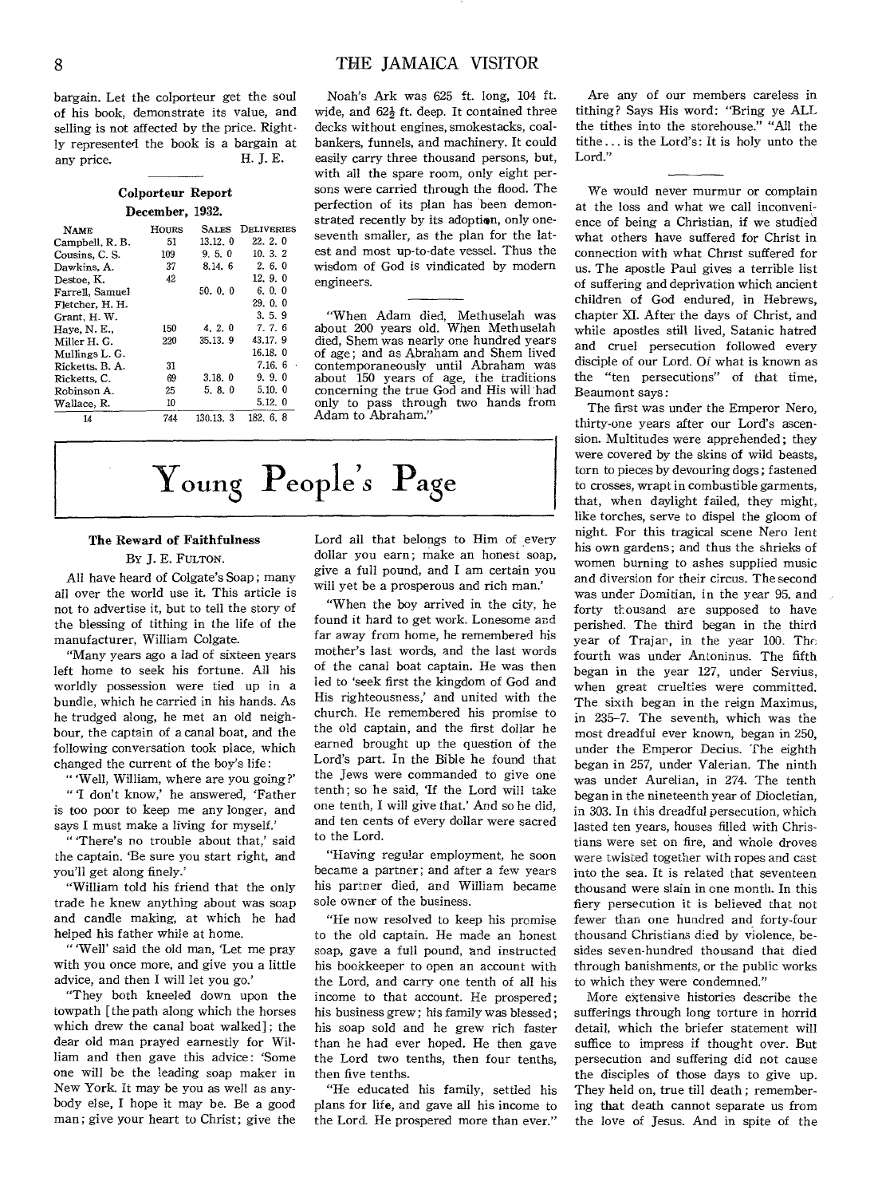bargain. Let the colporteur get the soul of his book, demonstrate its value, and selling is not affected by the price. Rightly represented the book is a bargain at any price. H. J. E.

### Colporteur Report

December, 1932.

| Name | Hours | Sales | Deliveries |
|---|---|---|---|
| Campbell, R. B. | 51 | 13.12. 0 | 22. 2. 0 |
| Cousins, C. S. | 109 | 9. 5. 0 | 10. 3. 2 |
| Dawkins, A. | 37 | 8.14. 6 | 2. 6. 0 |
| Destoe, K. | 42 | | 12. 9. 0 |
| Farrell, Samuel | | 50. 0. 0 | 6. 0. 0 |
| Fletcher, H. H. | | | 29. 0. 0 |
| Grant, H. W. | | | 3. 5. 9 |
| Haye, N. E., | 150 | 4. 2. 0 | 7. 7. 6 |
| Miller H. G. | 220 | 35.13. 9 | 43.17. 9 |
| Mullings L. G. | | | 16.18. 0 |
| Ricketts, B. A. | 31 | | 7.16. 6 |
| Ricketts, C. | 69 | 3.18. 0 | 9. 9. 0 |
| Robinson A. | 25 | 5. 8. 0 | 5.10. 0 |
| Wallace, R. | 10 | | 5.12. 0 |
| 14 | 744 | 130.13. 3 | 182. 6. 8 |

Noah's Ark was 625 ft. long, 104 ft. wide, and 62½ ft. deep. It contained three decks without engines, smokestacks, coalbankers, funnels, and machinery. It could easily carry three thousand persons, but, with all the spare room, only eight persons were carried through the flood. The perfection of its plan has been demonstrated recently by its adoption, only one-seventh smaller, as the plan for the latest and most up-to-date vessel. Thus the wisdom of God is vindicated by modern engineers.

"When Adam died, Methuselah was about 200 years old. When Methuselah died, Shem was nearly one hundred years of age; and as Abraham and Shem lived contemporaneously until Abraham was about 150 years of age, the traditions concerning the true God and His will had only to pass through two hands from Adam to Abraham."

Are any of our members careless in tithing? Says His word: "Bring ye ALL the tithes into the storehouse." "All the tithe... is the Lord's: It is holy unto the Lord."

We would never murmur or complain at the loss and what we call inconvenience of being a Christian, if we studied what others have suffered for Christ in connection with what Christ suffered for us. The apostle Paul gives a terrible list of suffering and deprivation which ancient children of God endured, in Hebrews, chapter XI. After the days of Christ, and while apostles still lived, Satanic hatred and cruel persecution followed every disciple of our Lord. Of what is known as the "ten persecutions" of that time, Beaumont says:

The first was under the Emperor Nero, thirty-one years after our Lord's ascension. Multitudes were apprehended; they were covered by the skins of wild beasts, torn to pieces by devouring dogs; fastened to crosses, wrapt in combustible garments, that, when daylight failed, they might, like torches, serve to dispel the gloom of night. For this tragical scene Nero lent his own gardens; and thus the shrieks of women burning to ashes supplied music and diversion for their circus. The second was under Domitian, in the year 95, and forty thousand are supposed to have perished. The third began in the third year of Trajan, in the year 100. The fourth was under Antoninus. The fifth began in the year 127, under Servius, when great cruelties were committed. The sixth began in the reign Maximus, in 235-7. The seventh, which was the most dreadful ever known, began in 250, under the Emperor Decius. The eighth began in 257, under Valerian. The ninth was under Aurelian, in 274. The tenth began in the nineteenth year of Diocletian, in 303. In this dreadful persecution, which lasted ten years, houses filled with Christians were set on fire, and whole droves were twisted together with ropes and cast into the sea. It is related that seventeen thousand were slain in one month. In this fiery persecution it is believed that not fewer than one hundred and forty-four thousand Christians died by violence, besides seven-hundred thousand that died through banishments, or the public works to which they were condemned."

More extensive histories describe the sufferings through long torture in horrid detail, which the briefer statement will suffice to impress if thought over. But persecution and suffering did not cause the disciples of those days to give up. They held on, true till death; remembering that death cannot separate us from the love of Jesus. And in spite of the

# Young People's Page

### The Reward of Faithfulness

By J. E. Fulton.

All have heard of Colgate's Soap; many all over the world use it. This article is not to advertise it, but to tell the story of the blessing of tithing in the life of the manufacturer, William Colgate.

"Many years ago a lad of sixteen years left home to seek his fortune. All his worldly possession were tied up in a bundle, which he carried in his hands. As he trudged along, he met an old neighbour, the captain of a canal boat, and the following conversation took place, which changed the current of the boy's life:

"'Well, William, where are you going?'

"'I don't know,' he answered, 'Father is too poor to keep me any longer, and says I must make a living for myself.'

"'There's no trouble about that,' said the captain. 'Be sure you start right, and you'll get along finely.'

"William told his friend that the only trade he knew anything about was soap and candle making, at which he had helped his father while at home.

"'Well' said the old man, 'Let me pray with you once more, and give you a little advice, and then I will let you go.'

"They both kneeled down upon the towpath [the path along which the horses which drew the canal boat walked]; the dear old man prayed earnestly for William and then gave this advice: 'Some one will be the leading soap maker in New York. It may be you as well as anybody else, I hope it may be. Be a good man; give your heart to Christ; give the Lord all that belongs to Him of every dollar you earn; make an honest soap, give a full pound, and I am certain you will yet be a prosperous and rich man.'

"When the boy arrived in the city, he found it hard to get work. Lonesome and far away from home, he remembered his mother's last words, and the last words of the canal boat captain. He was then led to 'seek first the kingdom of God and His righteousness,' and united with the church. He remembered his promise to the old captain, and the first dollar he earned brought up the question of the Lord's part. In the Bible he found that the Jews were commanded to give one tenth; so he said, 'If the Lord will take one tenth, I will give that.' And so he did, and ten cents of every dollar were sacred to the Lord.

"Having regular employment, he soon became a partner; and after a few years his partner died, and William became sole owner of the business.

"He now resolved to keep his promise to the old captain. He made an honest soap, gave a full pound, and instructed his bookkeeper to open an account with the Lord, and carry one tenth of all his income to that account. He prospered; his business grew; his family was blessed; his soap sold and he grew rich faster than he had ever hoped. He then gave the Lord two tenths, then four tenths, then five tenths.

"He educated his family, settled his plans for life, and gave all his income to the Lord. He prospered more than ever."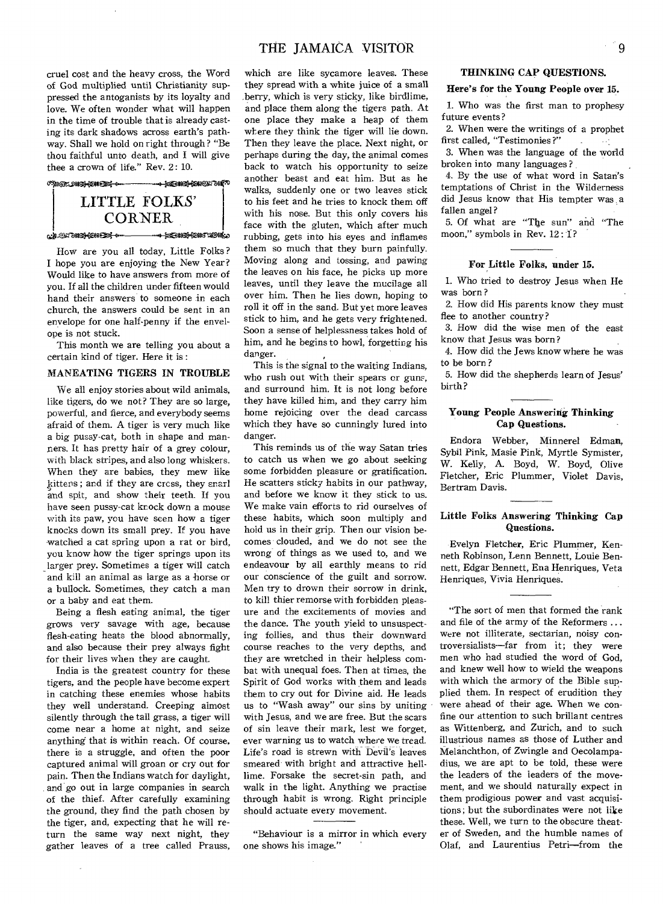cruel cost and the heavy cross, the Word of God multiplied until Christianity suppressed the antoganists by its loyalty and love. We often wonder what will happen in the time of trouble that is already casting its dark shadows across earth's pathway. Shall we hold on right through? "Be thou faithful unto death, and I will give thee a crown of life." Rev. 2: 10.

## LITTLE FOLKS' CORNER

How are you all today, Little Folks? I hope you are enjoying the New Year? Would like to have answers from more of you. If all the children under fifteen would hand their answers to someone in each church, the answers could be sent in an envelope for one half-penny if the envelope is not stuck.

This month we are telling you about a certain kind of tiger. Here it is:

### MANEATING TIGERS IN TROUBLE

We all enjoy stories about wild animals, like tigers, do we not? They are so large, powerful, and fierce, and everybody seems afraid of them. A tiger is very much like a big pussy-cat, both in shape and manners. It has pretty hair of a grey colour, with black stripes, and also long whiskers. When they are babies, they mew like kittens; and if they are cross, they snarl and spit, and show their teeth. If you have seen pussy-cat knock down a mouse with its paw, you have seen how a tiger knocks down its small prey. If you have watched a cat spring upon a rat or bird, you know how the tiger springs upon its larger prey. Sometimes a tiger will catch and kill an animal as large as a horse or a bullock. Sometimes, they catch a man or a baby and eat them.

Being a flesh eating animal, the tiger grows very savage with age, because flesh-eating heats the blood abnormally, and also because their prey always fight for their lives when they are caught.

India is the greatest country for these tigers, and the people have become expert in catching these enemies whose habits they well understand. Creeping almost silently through the tall grass, a tiger will come near a home at night, and seize anything that is within reach. Of course, there is a struggle, and often the poor captured animal will groan or cry out for pain. Then the Indians watch for daylight, and go out in large companies in search of the thief. After carefully examining the ground, they find the path chosen by the tiger, and, expecting that he will return the same way next night, they gather leaves of a tree called Prauss, which are like sycamore leaves. These they spread with a white juice of a small berry, which is very sticky, like birdlime, and place them along the tigers path. At one place they make a heap of them where they think the tiger will lie down. Then they leave the place. Next night, or perhaps during the day, the animal comes back to watch his opportunity to seize another beast and eat him. But as he walks, suddenly one or two leaves stick to his feet and he tries to knock them off with his nose. But this only covers his face with the gluten, which after much rubbing, gets into his eyes and inflames them so much that they burn painfully. Moving along and tossing, and pawing the leaves on his face, he picks up more leaves, until they leave the mucilage all over him. Then he lies down, hoping to roll it off in the sand. But yet more leaves stick to him, and he gets very frightened. Soon a sense of helplessness takes hold of him, and he begins to howl, forgetting his danger.

This is the signal to the waiting Indians, who rush out with their spears or guns, and surround him. It is not long before they have killed him, and they carry him home rejoicing over the dead carcass which they have so cunningly lured into danger.

This reminds us of the way Satan tries to catch us when we go about seeking some forbidden pleasure or gratification. He scatters sticky habits in our pathway, and before we know it they stick to us. We make vain efforts to rid ourselves of these habits, which soon multiply and hold us in their grip. Then our vision becomes clouded, and we do not see the wrong of things as we used to, and we endeavour by all earthly means to rid our conscience of the guilt and sorrow. Men try to drown their sorrow in drink, to kill thier remorse with forbidden pleasure and the excitements of movies and the dance. The youth yield to unsuspecting follies, and thus their downward course reaches to the very depths, and they are wretched in their helpless combat with unequal foes. Then at times, the Spirit of God works with them and leads them to cry out for Divine aid. He leads us to "Wash away" our sins by uniting with Jesus, and we are free. But the scars of sin leave their mark, lest we forget, ever warning us to watch where we tread. Life's road is strewn with Devil's leaves smeared with bright and attractive hell-lime. Forsake the secret-sin path, and walk in the light. Anything we practise through habit is wrong. Right principle should actuate every movement.

"Behaviour is a mirror in which every one shows his image."

### THINKING CAP QUESTIONS.

**Here's for the Young People over 15.**

1. Who was the first man to prophesy future events?
2. When were the writings of a prophet first called, "Testimonies?"
3. When was the language of the world broken into many languages?
4. By the use of what word in Satan's temptations of Christ in the Wilderness did Jesus know that His tempter was a fallen angel?
5. Of what are "The sun" and "The moon," symbols in Rev. 12: 1?

**For Little Folks, under 15.**

1. Who tried to destroy Jesus when He was born?
2. How did His parents know they must flee to another country?
3. How did the wise men of the east know that Jesus was born?
4. How did the Jews know where he was to be born?
5. How did the shepherds learn of Jesus' birth?

### Young People Answering Thinking Cap Questions.

Endora Webber, Minnerel Edman, Sybil Pink, Masie Pink, Myrtle Symister, W. Kelly, A. Boyd, W. Boyd, Olive Fletcher, Eric Plummer, Violet Davis, Bertram Davis.

### Little Folks Answering Thinking Cap Questions.

Evelyn Fletcher, Eric Plummer, Kenneth Robinson, Lenn Bennett, Louie Bennett, Edgar Bennett, Ena Henriques, Veta Henriques, Vivia Henriques.

"The sort of men that formed the rank and file of the army of the Reformers ... were not illiterate, sectarian, noisy controversialists—far from it; they were men who had studied the word of God, and knew well how to wield the weapons with which the armory of the Bible supplied them. In respect of erudition they were ahead of their age. When we confine our attention to such brillant centres as Wittenberg, and Zurich, and to such illustrious names as those of Luther and Melanchthon, of Zwingle and Oecolampadius, we are apt to be told, these were the leaders of the leaders of the movement, and we should naturally expect in them prodigious power and vast acquisitions; but the subordinates were not like these. Well, we turn to the obscure theater of Sweden, and the humble names of Olaf, and Laurentius Petri—from the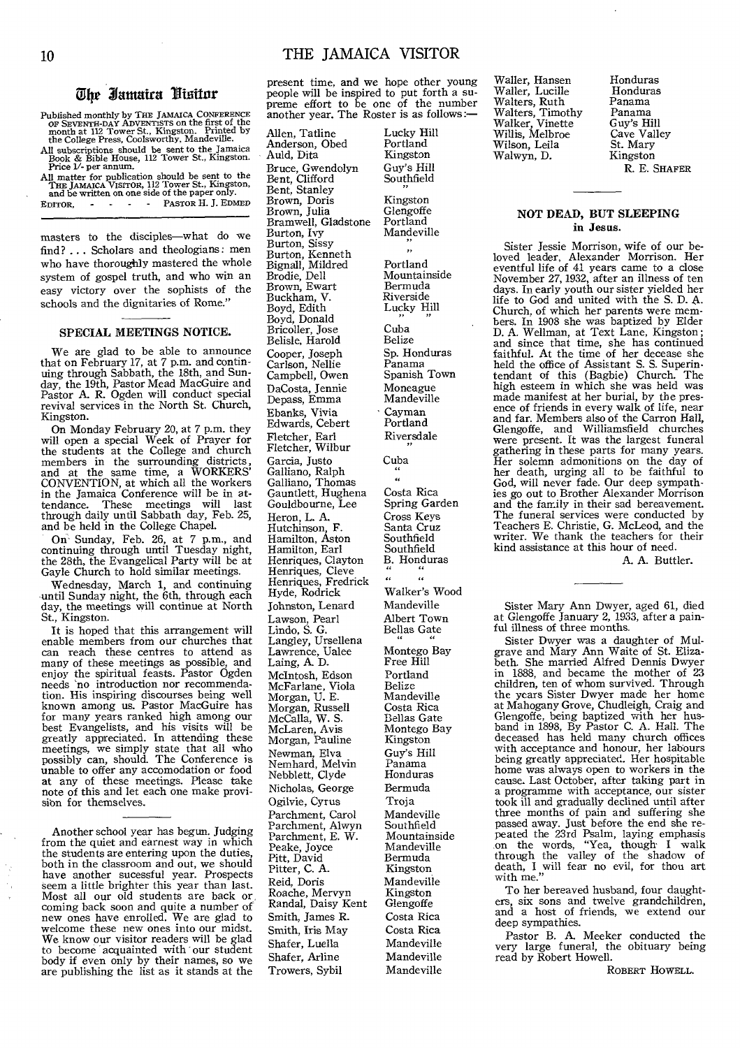# The Jamaica Visitor

Published monthly by THE JAMAICA CONFERENCE OF SEVENTH-DAY ADVENTISTS on the first of the month at 112 Tower St., Kingston. Printed by the College Press, Coolsworthy, Mandeville.

All subscriptions should be sent to the Jamaica Book & Bible House, 112 Tower St., Kingston. Price 1/- per annum.

All matter for publication should be sent to the THE JAMAICA VISITOR, 112 Tower St., Kingston, and be written on one side of the paper only.

EDITOR, - - - - PASTOR H. J. EDMED

masters to the disciples—what do we find? . . . Scholars and theologians: men who have thoroughly mastered the whole system of gospel truth, and who win an easy victory over the sophists of the schools and the dignitaries of Rome."

## SPECIAL MEETINGS NOTICE.

We are glad to be able to announce that on February 17, at 7 p.m. and continuing through Sabbath, the 18th, and Sunday, the 19th, Pastor Mead MacGuire and Pastor A. R. Ogden will conduct special revival services in the North St. Church, Kingston.

On Monday February 20, at 7 p.m. they will open a special Week of Prayer for the students at the College and church members in the surrounding districts, and at the same time, a WORKERS' CONVENTION, at which all the workers in the Jamaica Conference will be in attendance. These meetings will last through daily until Sabbath day, Feb. 25, and be held in the College Chapel.

On Sunday, Feb. 26, at 7 p.m., and continuing through until Tuesday night, the 28th, the Evangelical Party will be at Gayle Church to hold similar meetings.

Wednesday, March 1, and continuing until Sunday night, the 6th, through each day, the meetings will continue at North St., Kingston.

It is hoped that this arrangement will enable members from our churches that can reach these centres to attend as many of these meetings as possible, and enjoy the spiritual feasts. Pastor Ogden needs no introduction nor recommendation. His inspiring discourses being well known among us. Pastor MacGuire has for many years ranked high among our best Evangelists, and his visits will be greatly appreciated. In attending these meetings, we simply state that all who possibly can, should. The Conference is unable to offer any accomodation or food at any of these meetings. Please take note of this and let each one make provision for themselves.

---

Another school year has begun. Judging from the quiet and earnest way in which the students are entering upon the duties, both in the classroom and out, we should have another sucessful year. Prospects seem a little brighter this year than last. Most all our old students are back or coming back soon and quite a number of new ones have enrolled. We are glad to welcome these new ones into our midst. We know our visitor readers will be glad to become acquainted with our student body if even only by their names, so we are publishing the list as it stands at the present time, and we hope other young people will be inspired to put forth a supreme effort to be one of the number another year. The Roster is as follows:—

| | |
|---|---|
| Allen, Tatline | Lucky Hill |
| Anderson, Obed | Portland |
| Auld, Dita | Kingston |
| Bruce, Gwendolyn | Guy's Hill |
| Bent, Clifford | Southfield |
| Bent, Stanley | " |
| Brown, Doris | Kingston |
| Brown, Julia | Glengoffe |
| Bramwell, Gladstone | Portland |
| Burton, Ivy | Mandeville |
| Burton, Sissy | " |
| Burton, Kenneth | " |
| Bignall, Mildred | Portland |
| Brodie, Dell | Mountainside |
| Brown, Ewart | Bermuda |
| Buckham, V. | Riverside |
| Boyd, Edith | Lucky Hill |
| Boyd, Donald | " " |
| Bricoller, Jose | Cuba |
| Belisle, Harold | Belize |
| Cooper, Joseph | Sp. Honduras |
| Carlson, Nellie | Panama |
| Campbell, Owen | Spanish Town |
| DaCosta, Jennie | Moneague |
| Depass, Emma | Mandeville |
| Ebanks, Vivia | Cayman |
| Edwards, Cebert | Portland |
| Fletcher, Earl | Riversdale |
| Fletcher, Wilbur | " |
| Garcia, Justo | Cuba |
| Galliano, Ralph | " |
| Galliano, Thomas | " |
| Gauntlett, Hughena | Costa Rica |
| Gouldbourne, Lee | Spring Garden |
| Heron, L. A. | Cross Keys |
| Hutchinson, F. | Santa Cruz |
| Hamilton, Aston | Southfield |
| Hamilton, Earl | Southfield |
| Henriques, Clayton | B. Honduras |
| Henriques, Cleve | " " |
| Henriques, Fredrick | " " |
| Hyde, Rodrick | Walker's Wood |
| Johnston, Lenard | Mandeville |
| Lawson, Pearl | Albert Town |
| Lindo, S. G. | Bellas Gate |
| Langley, Ursellena | " " |
| Lawrence, Ualee | Montego Bay |
| Laing, A. D. | Free Hill |
| McIntosh, Edson | Portland |
| McFarlane, Viola | Belize |
| Morgan, U. E. | Mandeville |
| Morgan, Russell | Costa Rica |
| McCalla, W. S. | Bellas Gate |
| McLaren, Avis | Montego Bay |
| Morgan, Pauline | Kingston |
| Newman, Elva | Guy's Hill |
| Nemhard, Melvin | Panama |
| Nebblett, Clyde | Honduras |
| Nicholas, George | Bermuda |
| Ogilvie, Cyrus | Troja |
| Parchment, Carol | Mandeville |
| Parchment, Alwyn | Southfield |
| Parchment, E. W. | Mountainside |
| Peake, Joyce | Mandeville |
| Pitt, David | Bermuda |
| Pitter, C. A. | Kingston |
| Reid, Doris | Mandeville |
| Roache, Mervyn | Kingston |
| Randal, Daisy Kent | Glengoffe |
| Smith, James R. | Costa Rica |
| Smith, Iris May | Costa Rica |
| Shafer, Luella | Mandeville |
| Shafer, Arline | Mandeville |
| Trowers, Sybil | Mandeville |
| Waller, Hansen | Honduras |
| Waller, Lucille | Honduras |
| Walters, Ruth | Panama |
| Walters, Timothy | Panama |
| Walker, Vinette | Guy's Hill |
| Willis, Melbroe | Cave Valley |
| Wilson, Leila | St. Mary |
| Walwyn, D. | Kingston |

R. E. SHAFER

## NOT DEAD, BUT SLEEPING in Jesus.

Sister Jessie Morrison, wife of our beloved leader, Alexander Morrison. Her eventful life of 41 years came to a close November 27, 1932, after an illness of ten days. In early youth our sister yielded her life to God and united with the S. D. A. Church, of which her parents were members. In 1908 she was baptized by Elder D. A. Wellman, at Text Lane, Kingston; and since that time, she has continued faithful. At the time of her decease she held the office of Assistant S. S. Superintendant of this (Bagbie) Church. The high esteem in which she was held was made manifest at her burial, by the presence of friends in every walk of life, near and far. Members also of the Carron Hall, Glengoffe, and Williamsfield churches were present. It was the largest funeral gathering in these parts for many years. Her solemn admonitions on the day of her death, urging all to be faithful to God, will never fade. Our deep sympathies go out to Brother Alexander Morrison and the family in their sad bereavement. The funeral services were conducted by Teachers E. Christie, G. McLeod, and the writer. We thank the teachers for their kind assistance at this hour of need.

A. A. Buttler.

---

Sister Mary Ann Dwyer, aged 61, died at Glengoffe January 2, 1933, after a painful illness of three months.

Sister Dwyer was a daughter of Mulgrave and Mary Ann Waite of St. Elizabeth. She married Alfred Dennis Dwyer in 1888, and became the mother of 23 children, ten of whom survived. Through the years Sister Dwyer made her home at Mahogany Grove, Chudleigh, Craig and Glengoffe, being baptized with her husband in 1898, By Pastor C. A. Hall. The deceased has held many church offices with acceptance and honour, her labours being greatly appreciated. Her hospitable home was always open to workers in the cause. Last October, after taking part in a programme with acceptance, our sister took ill and gradually declined until after three months of pain and suffering she passed away. Just before the end she repeated the 23rd Psalm, laying emphasis on the words, "Yea, though I walk through the valley of the shadow of death, I will fear no evil, for thou art with me."

To her bereaved husband, four daughters, six sons and twelve grandchildren, and a host of friends, we extend our deep sympathies.

Pastor B. A. Meeker conducted the very large funeral, the obituary being read by Robert Howell.

ROBERT HOWELL.